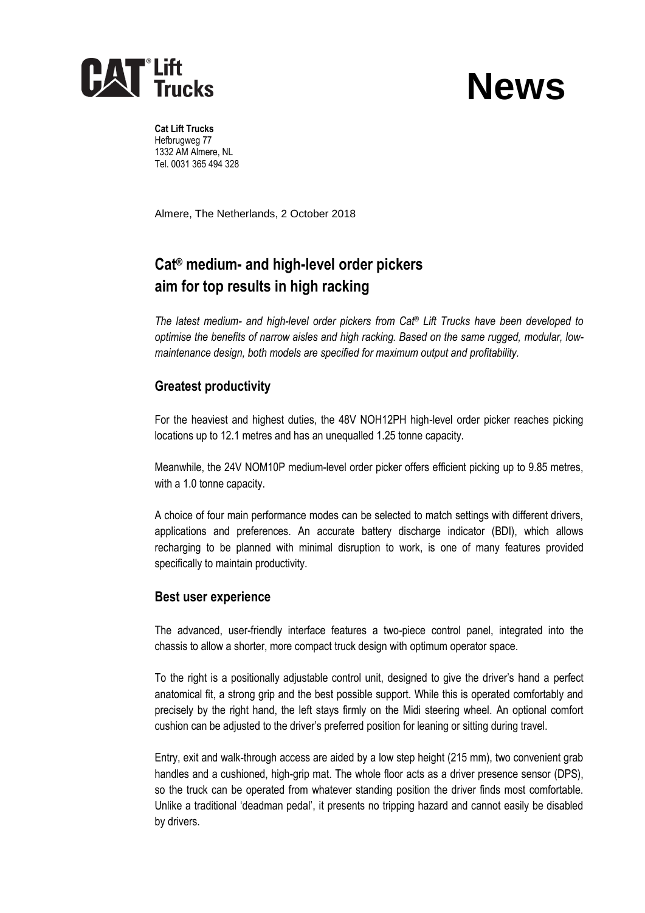# News

**Cat Lift Trucks**
Hefbrugweg 77
1332 AM Almere, NL
Tel. 0031 365 494 328

Almere, The Netherlands, 2 October 2018

## Cat® medium- and high-level order pickers aim for top results in high racking

*The latest medium- and high-level order pickers from Cat® Lift Trucks have been developed to optimise the benefits of narrow aisles and high racking. Based on the same rugged, modular, low-maintenance design, both models are specified for maximum output and profitability.*

### Greatest productivity

For the heaviest and highest duties, the 48V NOH12PH high-level order picker reaches picking locations up to 12.1 metres and has an unequalled 1.25 tonne capacity.

Meanwhile, the 24V NOM10P medium-level order picker offers efficient picking up to 9.85 metres, with a 1.0 tonne capacity.

A choice of four main performance modes can be selected to match settings with different drivers, applications and preferences. An accurate battery discharge indicator (BDI), which allows recharging to be planned with minimal disruption to work, is one of many features provided specifically to maintain productivity.

### Best user experience

The advanced, user-friendly interface features a two-piece control panel, integrated into the chassis to allow a shorter, more compact truck design with optimum operator space.

To the right is a positionally adjustable control unit, designed to give the driver's hand a perfect anatomical fit, a strong grip and the best possible support. While this is operated comfortably and precisely by the right hand, the left stays firmly on the Midi steering wheel. An optional comfort cushion can be adjusted to the driver's preferred position for leaning or sitting during travel.

Entry, exit and walk-through access are aided by a low step height (215 mm), two convenient grab handles and a cushioned, high-grip mat. The whole floor acts as a driver presence sensor (DPS), so the truck can be operated from whatever standing position the driver finds most comfortable. Unlike a traditional 'deadman pedal', it presents no tripping hazard and cannot easily be disabled by drivers.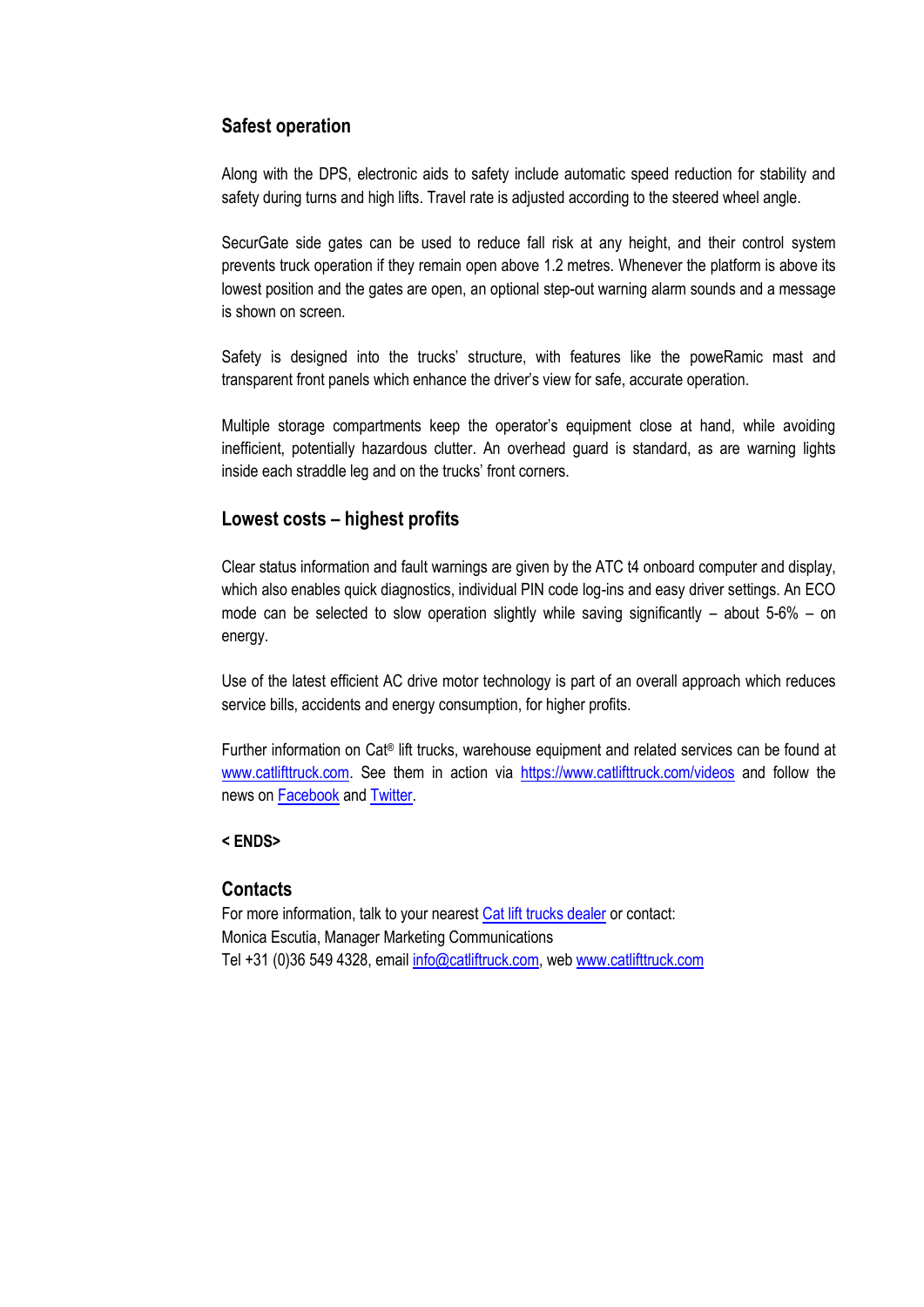## Safest operation

Along with the DPS, electronic aids to safety include automatic speed reduction for stability and safety during turns and high lifts. Travel rate is adjusted according to the steered wheel angle.

SecurGate side gates can be used to reduce fall risk at any height, and their control system prevents truck operation if they remain open above 1.2 metres. Whenever the platform is above its lowest position and the gates are open, an optional step-out warning alarm sounds and a message is shown on screen.

Safety is designed into the trucks' structure, with features like the poweRamic mast and transparent front panels which enhance the driver's view for safe, accurate operation.

Multiple storage compartments keep the operator's equipment close at hand, while avoiding inefficient, potentially hazardous clutter. An overhead guard is standard, as are warning lights inside each straddle leg and on the trucks' front corners.

## Lowest costs – highest profits

Clear status information and fault warnings are given by the ATC t4 onboard computer and display, which also enables quick diagnostics, individual PIN code log-ins and easy driver settings. An ECO mode can be selected to slow operation slightly while saving significantly – about 5-6% – on energy.

Use of the latest efficient AC drive motor technology is part of an overall approach which reduces service bills, accidents and energy consumption, for higher profits.

Further information on Cat® lift trucks, warehouse equipment and related services can be found at [www.catlifttruck.com](http://www.catlifttruck.com). See them in action via [https://www.catlifttruck.com/videos](https://www.catlifttruck.com/videos) and follow the news on Facebook and Twitter.

**< ENDS>**

## Contacts

For more information, talk to your nearest Cat lift trucks dealer or contact:
Monica Escutia, Manager Marketing Communications
Tel +31 (0)36 549 4328, email info@catliftruck.com, web [www.catlifttruck.com](http://www.catlifttruck.com)